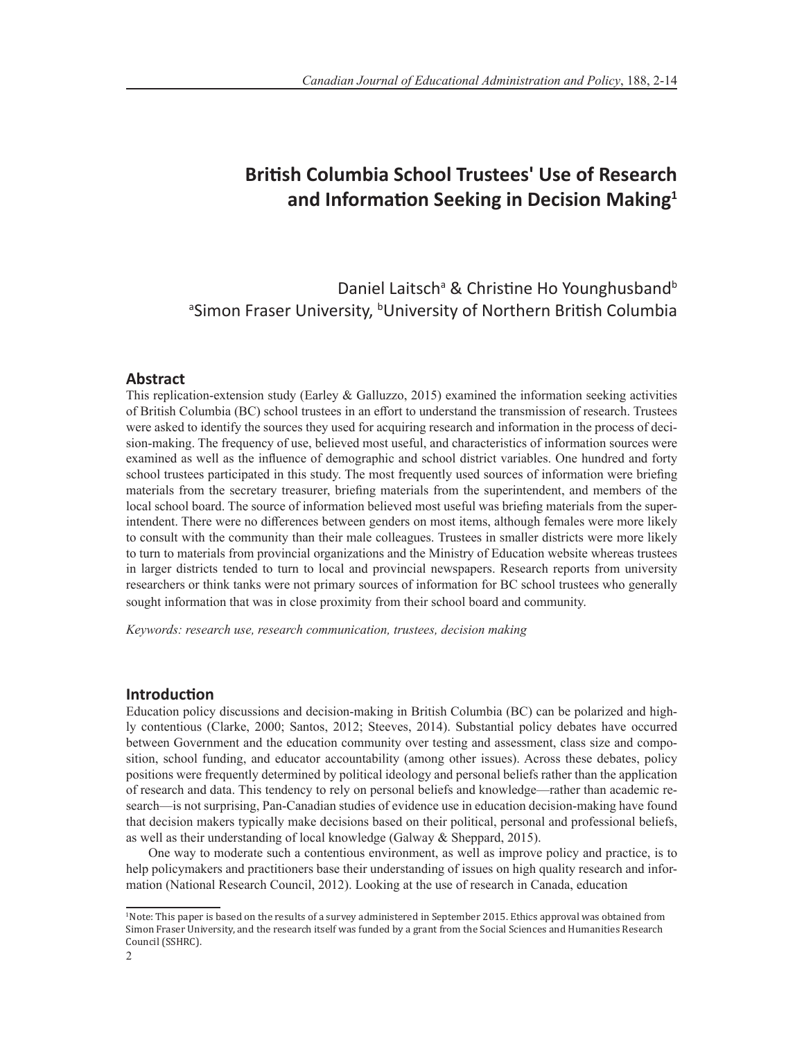# British Columbia School Trustees' Use of Research and Information Seeking in Decision Making[1]

Daniel Laitsch[a] & Christine Ho Younghusband[b]
[a]Simon Fraser University, [b]University of Northern British Columbia

## Abstract

This replication-extension study (Earley & Galluzzo, 2015) examined the information seeking activities of British Columbia (BC) school trustees in an effort to understand the transmission of research. Trustees were asked to identify the sources they used for acquiring research and information in the process of decision-making. The frequency of use, believed most useful, and characteristics of information sources were examined as well as the influence of demographic and school district variables. One hundred and forty school trustees participated in this study. The most frequently used sources of information were briefing materials from the secretary treasurer, briefing materials from the superintendent, and members of the local school board. The source of information believed most useful was briefing materials from the superintendent. There were no differences between genders on most items, although females were more likely to consult with the community than their male colleagues. Trustees in smaller districts were more likely to turn to materials from provincial organizations and the Ministry of Education website whereas trustees in larger districts tended to turn to local and provincial newspapers. Research reports from university researchers or think tanks were not primary sources of information for BC school trustees who generally sought information that was in close proximity from their school board and community.

*Keywords: research use, research communication, trustees, decision making*

## Introduction

Education policy discussions and decision-making in British Columbia (BC) can be polarized and highly contentious (Clarke, 2000; Santos, 2012; Steeves, 2014). Substantial policy debates have occurred between Government and the education community over testing and assessment, class size and composition, school funding, and educator accountability (among other issues). Across these debates, policy positions were frequently determined by political ideology and personal beliefs rather than the application of research and data. This tendency to rely on personal beliefs and knowledge—rather than academic research—is not surprising, Pan-Canadian studies of evidence use in education decision-making have found that decision makers typically make decisions based on their political, personal and professional beliefs, as well as their understanding of local knowledge (Galway & Sheppard, 2015).

One way to moderate such a contentious environment, as well as improve policy and practice, is to help policymakers and practitioners base their understanding of issues on high quality research and information (National Research Council, 2012). Looking at the use of research in Canada, education

[1]Note: This paper is based on the results of a survey administered in September 2015. Ethics approval was obtained from Simon Fraser University, and the research itself was funded by a grant from the Social Sciences and Humanities Research Council (SSHRC).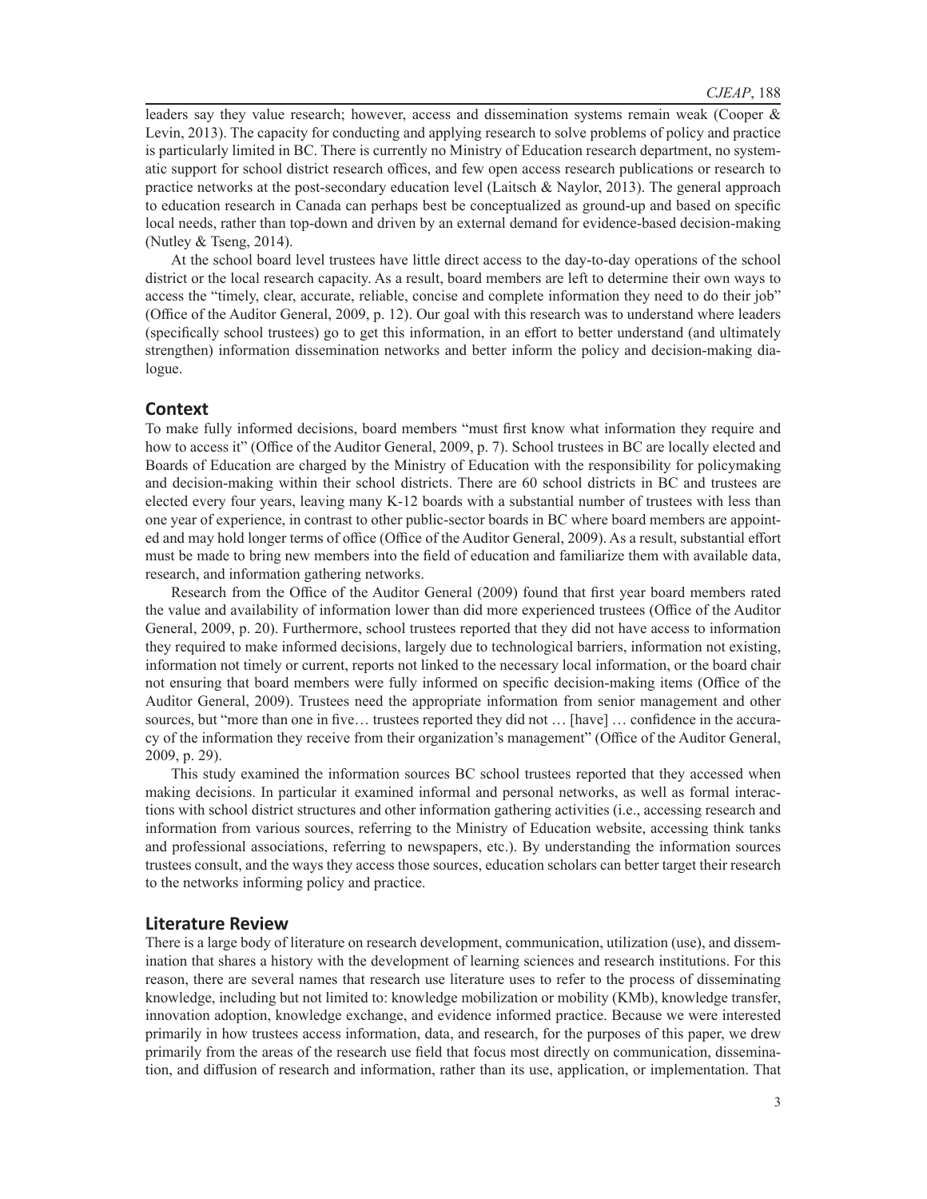leaders say they value research; however, access and dissemination systems remain weak (Cooper & Levin, 2013). The capacity for conducting and applying research to solve problems of policy and practice is particularly limited in BC. There is currently no Ministry of Education research department, no systematic support for school district research offices, and few open access research publications or research to practice networks at the post-secondary education level (Laitsch & Naylor, 2013). The general approach to education research in Canada can perhaps best be conceptualized as ground-up and based on specific local needs, rather than top-down and driven by an external demand for evidence-based decision-making (Nutley & Tseng, 2014).

At the school board level trustees have little direct access to the day-to-day operations of the school district or the local research capacity. As a result, board members are left to determine their own ways to access the "timely, clear, accurate, reliable, concise and complete information they need to do their job" (Office of the Auditor General, 2009, p. 12). Our goal with this research was to understand where leaders (specifically school trustees) go to get this information, in an effort to better understand (and ultimately strengthen) information dissemination networks and better inform the policy and decision-making dialogue.

## Context

To make fully informed decisions, board members "must first know what information they require and how to access it" (Office of the Auditor General, 2009, p. 7). School trustees in BC are locally elected and Boards of Education are charged by the Ministry of Education with the responsibility for policymaking and decision-making within their school districts. There are 60 school districts in BC and trustees are elected every four years, leaving many K-12 boards with a substantial number of trustees with less than one year of experience, in contrast to other public-sector boards in BC where board members are appointed and may hold longer terms of office (Office of the Auditor General, 2009). As a result, substantial effort must be made to bring new members into the field of education and familiarize them with available data, research, and information gathering networks.

Research from the Office of the Auditor General (2009) found that first year board members rated the value and availability of information lower than did more experienced trustees (Office of the Auditor General, 2009, p. 20). Furthermore, school trustees reported that they did not have access to information they required to make informed decisions, largely due to technological barriers, information not existing, information not timely or current, reports not linked to the necessary local information, or the board chair not ensuring that board members were fully informed on specific decision-making items (Office of the Auditor General, 2009). Trustees need the appropriate information from senior management and other sources, but "more than one in five… trustees reported they did not … [have] … confidence in the accuracy of the information they receive from their organization's management" (Office of the Auditor General, 2009, p. 29).

This study examined the information sources BC school trustees reported that they accessed when making decisions. In particular it examined informal and personal networks, as well as formal interactions with school district structures and other information gathering activities (i.e., accessing research and information from various sources, referring to the Ministry of Education website, accessing think tanks and professional associations, referring to newspapers, etc.). By understanding the information sources trustees consult, and the ways they access those sources, education scholars can better target their research to the networks informing policy and practice.

## Literature Review

There is a large body of literature on research development, communication, utilization (use), and dissemination that shares a history with the development of learning sciences and research institutions. For this reason, there are several names that research use literature uses to refer to the process of disseminating knowledge, including but not limited to: knowledge mobilization or mobility (KMb), knowledge transfer, innovation adoption, knowledge exchange, and evidence informed practice. Because we were interested primarily in how trustees access information, data, and research, for the purposes of this paper, we drew primarily from the areas of the research use field that focus most directly on communication, dissemination, and diffusion of research and information, rather than its use, application, or implementation. That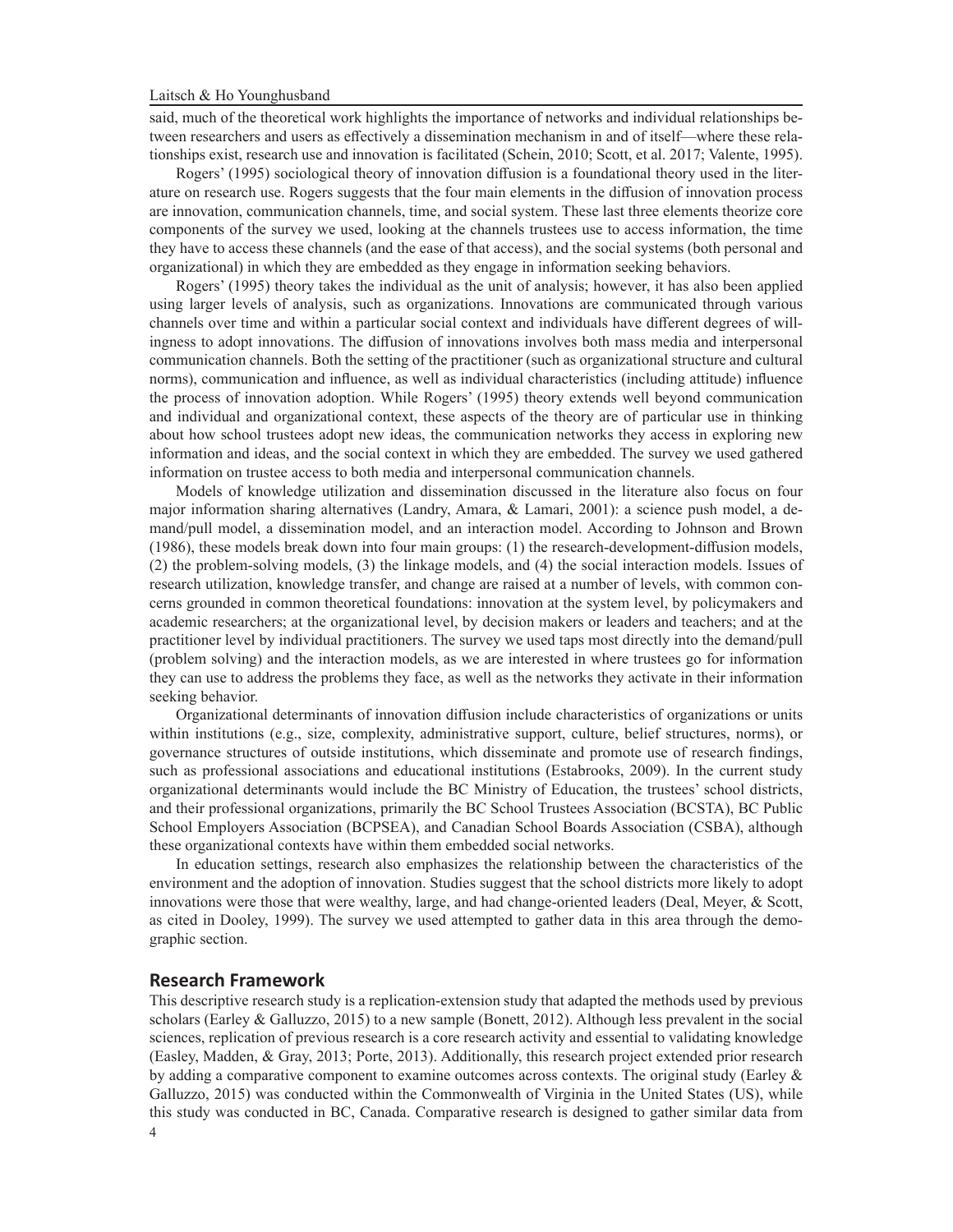said, much of the theoretical work highlights the importance of networks and individual relationships between researchers and users as effectively a dissemination mechanism in and of itself—where these relationships exist, research use and innovation is facilitated (Schein, 2010; Scott, et al. 2017; Valente, 1995).

Rogers' (1995) sociological theory of innovation diffusion is a foundational theory used in the literature on research use. Rogers suggests that the four main elements in the diffusion of innovation process are innovation, communication channels, time, and social system. These last three elements theorize core components of the survey we used, looking at the channels trustees use to access information, the time they have to access these channels (and the ease of that access), and the social systems (both personal and organizational) in which they are embedded as they engage in information seeking behaviors.

Rogers' (1995) theory takes the individual as the unit of analysis; however, it has also been applied using larger levels of analysis, such as organizations. Innovations are communicated through various channels over time and within a particular social context and individuals have different degrees of willingness to adopt innovations. The diffusion of innovations involves both mass media and interpersonal communication channels. Both the setting of the practitioner (such as organizational structure and cultural norms), communication and influence, as well as individual characteristics (including attitude) influence the process of innovation adoption. While Rogers' (1995) theory extends well beyond communication and individual and organizational context, these aspects of the theory are of particular use in thinking about how school trustees adopt new ideas, the communication networks they access in exploring new information and ideas, and the social context in which they are embedded. The survey we used gathered information on trustee access to both media and interpersonal communication channels.

Models of knowledge utilization and dissemination discussed in the literature also focus on four major information sharing alternatives (Landry, Amara, & Lamari, 2001): a science push model, a demand/pull model, a dissemination model, and an interaction model. According to Johnson and Brown (1986), these models break down into four main groups: (1) the research-development-diffusion models, (2) the problem-solving models, (3) the linkage models, and (4) the social interaction models. Issues of research utilization, knowledge transfer, and change are raised at a number of levels, with common concerns grounded in common theoretical foundations: innovation at the system level, by policymakers and academic researchers; at the organizational level, by decision makers or leaders and teachers; and at the practitioner level by individual practitioners. The survey we used taps most directly into the demand/pull (problem solving) and the interaction models, as we are interested in where trustees go for information they can use to address the problems they face, as well as the networks they activate in their information seeking behavior.

Organizational determinants of innovation diffusion include characteristics of organizations or units within institutions (e.g., size, complexity, administrative support, culture, belief structures, norms), or governance structures of outside institutions, which disseminate and promote use of research findings, such as professional associations and educational institutions (Estabrooks, 2009). In the current study organizational determinants would include the BC Ministry of Education, the trustees' school districts, and their professional organizations, primarily the BC School Trustees Association (BCSTA), BC Public School Employers Association (BCPSEA), and Canadian School Boards Association (CSBA), although these organizational contexts have within them embedded social networks.

In education settings, research also emphasizes the relationship between the characteristics of the environment and the adoption of innovation. Studies suggest that the school districts more likely to adopt innovations were those that were wealthy, large, and had change-oriented leaders (Deal, Meyer, & Scott, as cited in Dooley, 1999). The survey we used attempted to gather data in this area through the demographic section.

## Research Framework

This descriptive research study is a replication-extension study that adapted the methods used by previous scholars (Earley & Galluzzo, 2015) to a new sample (Bonett, 2012). Although less prevalent in the social sciences, replication of previous research is a core research activity and essential to validating knowledge (Easley, Madden, & Gray, 2013; Porte, 2013). Additionally, this research project extended prior research by adding a comparative component to examine outcomes across contexts. The original study (Earley & Galluzzo, 2015) was conducted within the Commonwealth of Virginia in the United States (US), while this study was conducted in BC, Canada. Comparative research is designed to gather similar data from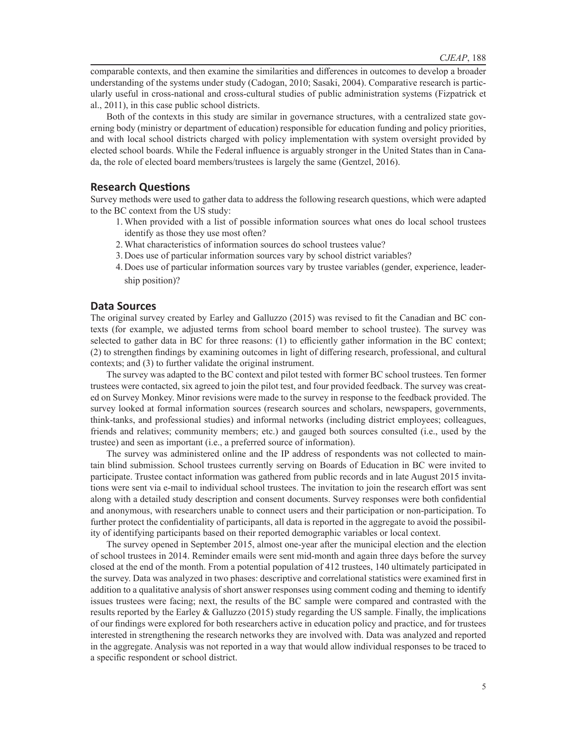comparable contexts, and then examine the similarities and differences in outcomes to develop a broader understanding of the systems under study (Cadogan, 2010; Sasaki, 2004). Comparative research is particularly useful in cross-national and cross-cultural studies of public administration systems (Fizpatrick et al., 2011), in this case public school districts.

Both of the contexts in this study are similar in governance structures, with a centralized state governing body (ministry or department of education) responsible for education funding and policy priorities, and with local school districts charged with policy implementation with system oversight provided by elected school boards. While the Federal influence is arguably stronger in the United States than in Canada, the role of elected board members/trustees is largely the same (Gentzel, 2016).

## Research Questions

Survey methods were used to gather data to address the following research questions, which were adapted to the BC context from the US study:

1. When provided with a list of possible information sources what ones do local school trustees identify as those they use most often?
2. What characteristics of information sources do school trustees value?
3. Does use of particular information sources vary by school district variables?
4. Does use of particular information sources vary by trustee variables (gender, experience, leadership position)?

## Data Sources

The original survey created by Earley and Galluzzo (2015) was revised to fit the Canadian and BC contexts (for example, we adjusted terms from school board member to school trustee). The survey was selected to gather data in BC for three reasons: (1) to efficiently gather information in the BC context; (2) to strengthen findings by examining outcomes in light of differing research, professional, and cultural contexts; and (3) to further validate the original instrument.

The survey was adapted to the BC context and pilot tested with former BC school trustees. Ten former trustees were contacted, six agreed to join the pilot test, and four provided feedback. The survey was created on Survey Monkey. Minor revisions were made to the survey in response to the feedback provided. The survey looked at formal information sources (research sources and scholars, newspapers, governments, think-tanks, and professional studies) and informal networks (including district employees; colleagues, friends and relatives; community members; etc.) and gauged both sources consulted (i.e., used by the trustee) and seen as important (i.e., a preferred source of information).

The survey was administered online and the IP address of respondents was not collected to maintain blind submission. School trustees currently serving on Boards of Education in BC were invited to participate. Trustee contact information was gathered from public records and in late August 2015 invitations were sent via e-mail to individual school trustees. The invitation to join the research effort was sent along with a detailed study description and consent documents. Survey responses were both confidential and anonymous, with researchers unable to connect users and their participation or non-participation. To further protect the confidentiality of participants, all data is reported in the aggregate to avoid the possibility of identifying participants based on their reported demographic variables or local context.

The survey opened in September 2015, almost one-year after the municipal election and the election of school trustees in 2014. Reminder emails were sent mid-month and again three days before the survey closed at the end of the month. From a potential population of 412 trustees, 140 ultimately participated in the survey. Data was analyzed in two phases: descriptive and correlational statistics were examined first in addition to a qualitative analysis of short answer responses using comment coding and theming to identify issues trustees were facing; next, the results of the BC sample were compared and contrasted with the results reported by the Earley & Galluzzo (2015) study regarding the US sample. Finally, the implications of our findings were explored for both researchers active in education policy and practice, and for trustees interested in strengthening the research networks they are involved with. Data was analyzed and reported in the aggregate. Analysis was not reported in a way that would allow individual responses to be traced to a specific respondent or school district.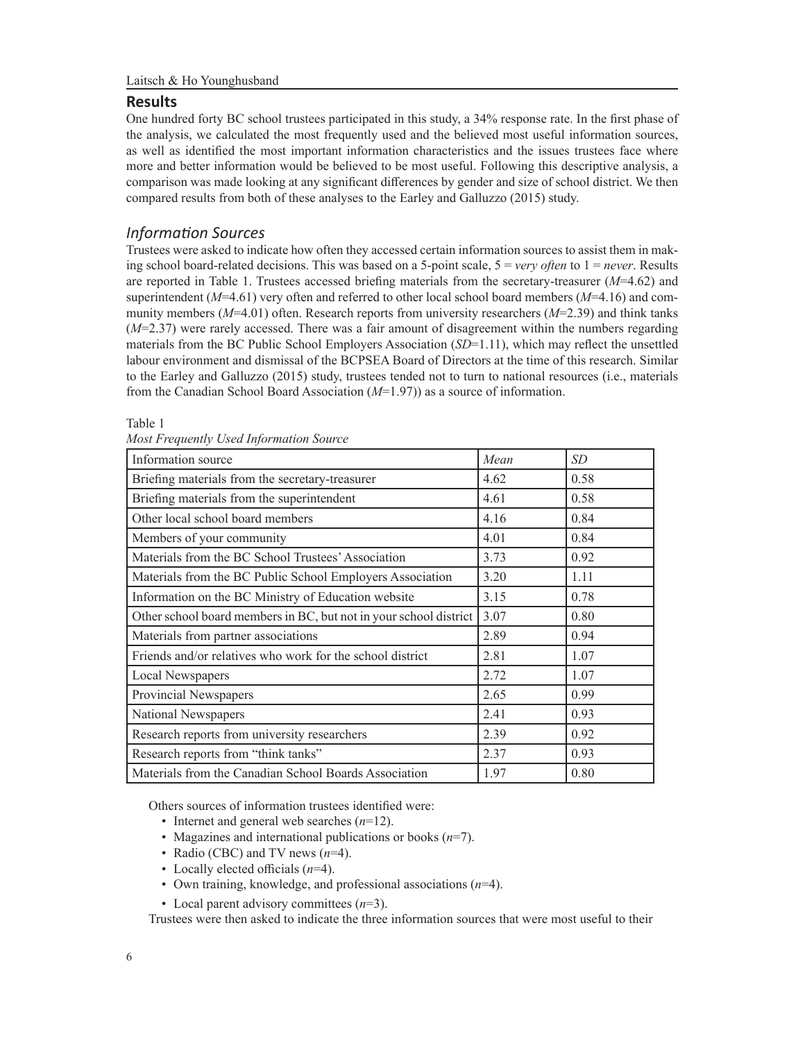## Results

One hundred forty BC school trustees participated in this study, a 34% response rate. In the first phase of the analysis, we calculated the most frequently used and the believed most useful information sources, as well as identified the most important information characteristics and the issues trustees face where more and better information would be believed to be most useful. Following this descriptive analysis, a comparison was made looking at any significant differences by gender and size of school district. We then compared results from both of these analyses to the Earley and Galluzzo (2015) study.

### *Information Sources*

Trustees were asked to indicate how often they accessed certain information sources to assist them in making school board-related decisions. This was based on a 5-point scale, 5 = *very often* to 1 = *never*. Results are reported in Table 1. Trustees accessed briefing materials from the secretary-treasurer ($M$=4.62) and superintendent ($M$=4.61) very often and referred to other local school board members ($M$=4.16) and community members ($M$=4.01) often. Research reports from university researchers ($M$=2.39) and think tanks ($M$=2.37) were rarely accessed. There was a fair amount of disagreement within the numbers regarding materials from the BC Public School Employers Association ($SD$=1.11), which may reflect the unsettled labour environment and dismissal of the BCPSEA Board of Directors at the time of this research. Similar to the Earley and Galluzzo (2015) study, trustees tended not to turn to national resources (i.e., materials from the Canadian School Board Association ($M$=1.97)) as a source of information.

Table 1
*Most Frequently Used Information Source*

| Information source | *Mean* | *SD* |
|---|---|---|
| Briefing materials from the secretary-treasurer | 4.62 | 0.58 |
| Briefing materials from the superintendent | 4.61 | 0.58 |
| Other local school board members | 4.16 | 0.84 |
| Members of your community | 4.01 | 0.84 |
| Materials from the BC School Trustees' Association | 3.73 | 0.92 |
| Materials from the BC Public School Employers Association | 3.20 | 1.11 |
| Information on the BC Ministry of Education website | 3.15 | 0.78 |
| Other school board members in BC, but not in your school district | 3.07 | 0.80 |
| Materials from partner associations | 2.89 | 0.94 |
| Friends and/or relatives who work for the school district | 2.81 | 1.07 |
| Local Newspapers | 2.72 | 1.07 |
| Provincial Newspapers | 2.65 | 0.99 |
| National Newspapers | 2.41 | 0.93 |
| Research reports from university researchers | 2.39 | 0.92 |
| Research reports from "think tanks" | 2.37 | 0.93 |
| Materials from the Canadian School Boards Association | 1.97 | 0.80 |

Others sources of information trustees identified were:

- Internet and general web searches ($n$=12).
- Magazines and international publications or books ($n$=7).
- Radio (CBC) and TV news ($n$=4).
- Locally elected officials ($n$=4).
- Own training, knowledge, and professional associations ($n$=4).
- Local parent advisory committees ($n$=3).

Trustees were then asked to indicate the three information sources that were most useful to their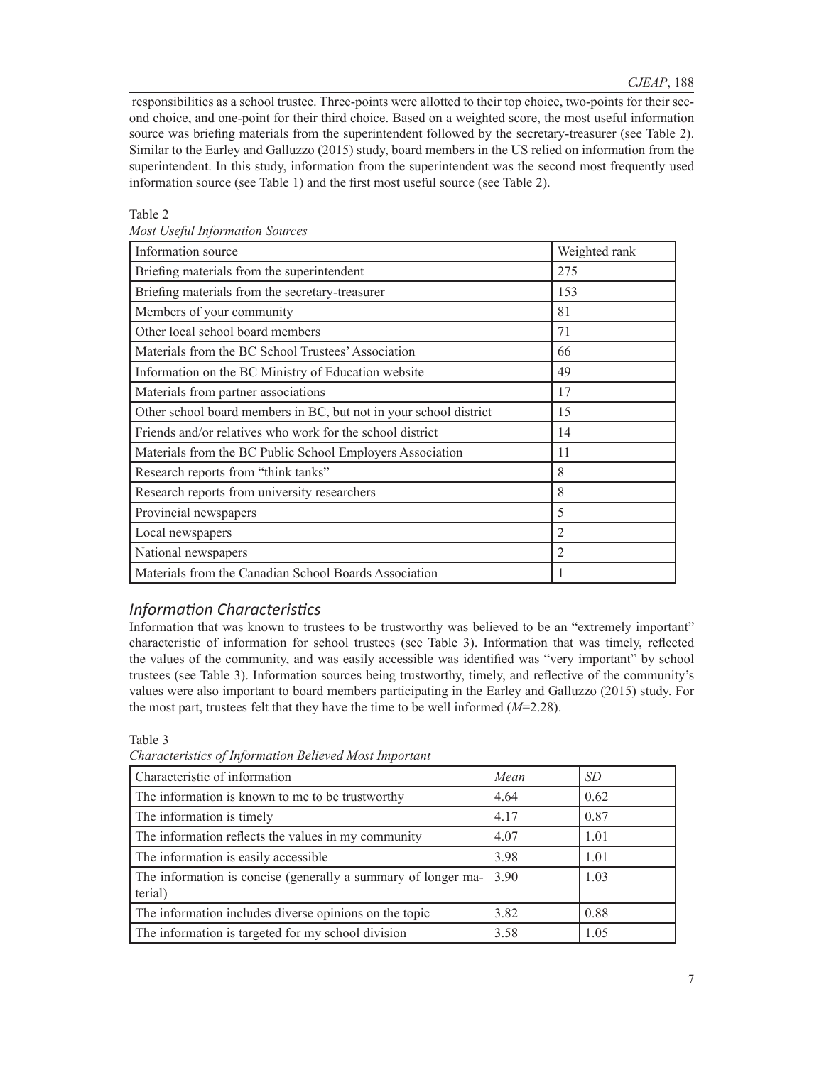responsibilities as a school trustee. Three-points were allotted to their top choice, two-points for their second choice, and one-point for their third choice. Based on a weighted score, the most useful information source was briefing materials from the superintendent followed by the secretary-treasurer (see Table 2). Similar to the Earley and Galluzzo (2015) study, board members in the US relied on information from the superintendent. In this study, information from the superintendent was the second most frequently used information source (see Table 1) and the first most useful source (see Table 2).

Table 2

*Most Useful Information Sources*

| Information source | Weighted rank |
|---|---|
| Briefing materials from the superintendent | 275 |
| Briefing materials from the secretary-treasurer | 153 |
| Members of your community | 81 |
| Other local school board members | 71 |
| Materials from the BC School Trustees' Association | 66 |
| Information on the BC Ministry of Education website | 49 |
| Materials from partner associations | 17 |
| Other school board members in BC, but not in your school district | 15 |
| Friends and/or relatives who work for the school district | 14 |
| Materials from the BC Public School Employers Association | 11 |
| Research reports from "think tanks" | 8 |
| Research reports from university researchers | 8 |
| Provincial newspapers | 5 |
| Local newspapers | 2 |
| National newspapers | 2 |
| Materials from the Canadian School Boards Association | 1 |

## *Information Characteristics*

Information that was known to trustees to be trustworthy was believed to be an "extremely important" characteristic of information for school trustees (see Table 3). Information that was timely, reflected the values of the community, and was easily accessible was identified was "very important" by school trustees (see Table 3). Information sources being trustworthy, timely, and reflective of the community's values were also important to board members participating in the Earley and Galluzzo (2015) study. For the most part, trustees felt that they have the time to be well informed ($M$=2.28).

Table 3

*Characteristics of Information Believed Most Important*

| Characteristic of information | *Mean* | *SD* |
|---|---|---|
| The information is known to me to be trustworthy | 4.64 | 0.62 |
| The information is timely | 4.17 | 0.87 |
| The information reflects the values in my community | 4.07 | 1.01 |
| The information is easily accessible | 3.98 | 1.01 |
| The information is concise (generally a summary of longer material) | 3.90 | 1.03 |
| The information includes diverse opinions on the topic | 3.82 | 0.88 |
| The information is targeted for my school division | 3.58 | 1.05 |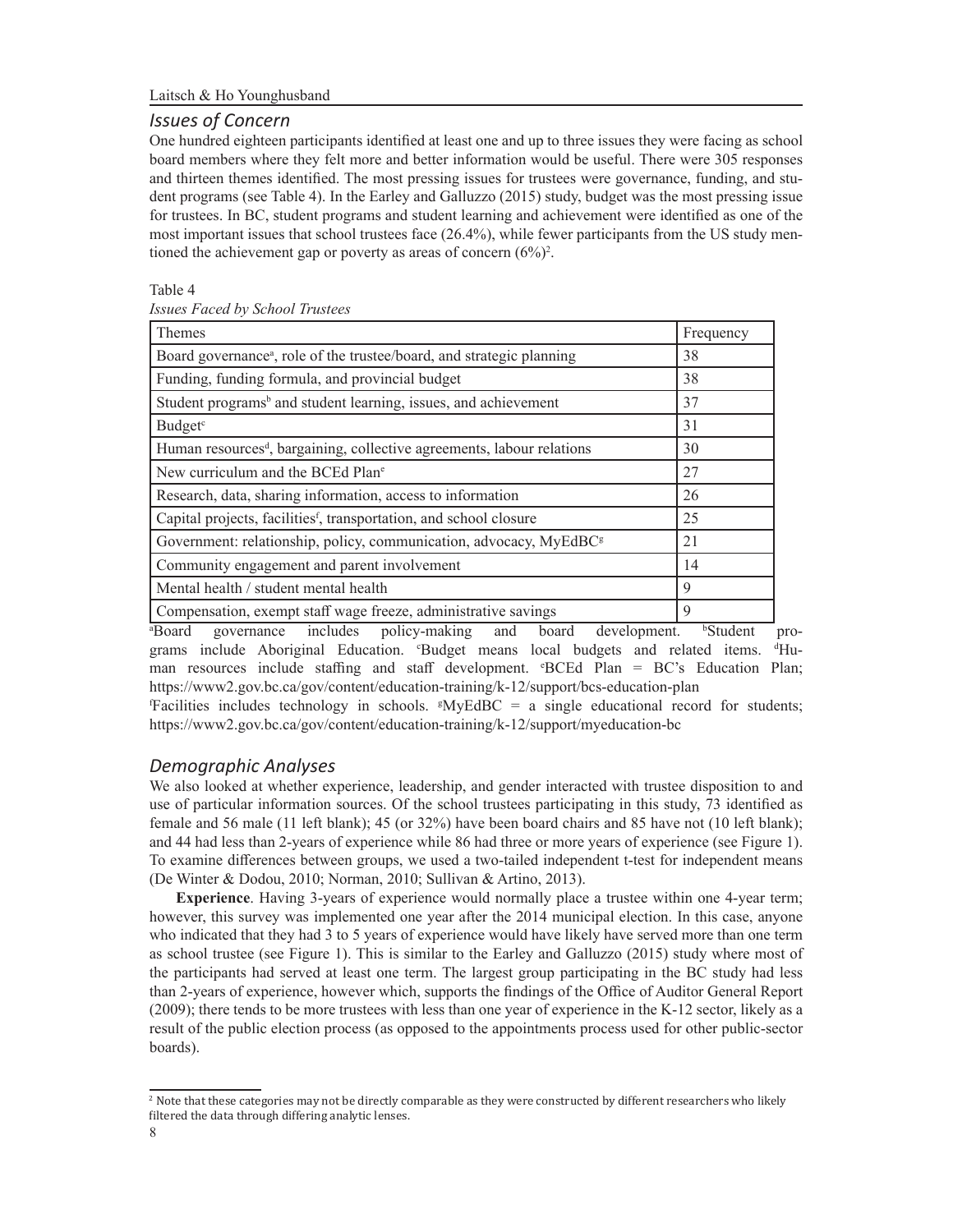## *Issues of Concern*

One hundred eighteen participants identified at least one and up to three issues they were facing as school board members where they felt more and better information would be useful. There were 305 responses and thirteen themes identified. The most pressing issues for trustees were governance, funding, and student programs (see Table 4). In the Earley and Galluzzo (2015) study, budget was the most pressing issue for trustees. In BC, student programs and student learning and achievement were identified as one of the most important issues that school trustees face (26.4%), while fewer participants from the US study mentioned the achievement gap or poverty as areas of concern (6%)[2].

Table 4

*Issues Faced by School Trustees*

| Themes | Frequency |
|---|---|
| Board governance[a], role of the trustee/board, and strategic planning | 38 |
| Funding, funding formula, and provincial budget | 38 |
| Student programs[b] and student learning, issues, and achievement | 37 |
| Budget[c] | 31 |
| Human resources[d], bargaining, collective agreements, labour relations | 30 |
| New curriculum and the BCEd Plan[e] | 27 |
| Research, data, sharing information, access to information | 26 |
| Capital projects, facilities[f], transportation, and school closure | 25 |
| Government: relationship, policy, communication, advocacy, MyEdBC[g] | 21 |
| Community engagement and parent involvement | 14 |
| Mental health / student mental health | 9 |
| Compensation, exempt staff wage freeze, administrative savings | 9 |

[a]Board governance includes policy-making and board development. [b]Student programs include Aboriginal Education. [c]Budget means local budgets and related items. [d]Human resources include staffing and staff development. [e]BCEd Plan = BC's Education Plan; https://www2.gov.bc.ca/gov/content/education-training/k-12/support/bcs-education-plan

[f]Facilities includes technology in schools. [g]MyEdBC = a single educational record for students; https://www2.gov.bc.ca/gov/content/education-training/k-12/support/myeducation-bc

## *Demographic Analyses*

We also looked at whether experience, leadership, and gender interacted with trustee disposition to and use of particular information sources. Of the school trustees participating in this study, 73 identified as female and 56 male (11 left blank); 45 (or 32%) have been board chairs and 85 have not (10 left blank); and 44 had less than 2-years of experience while 86 had three or more years of experience (see Figure 1). To examine differences between groups, we used a two-tailed independent t-test for independent means (De Winter & Dodou, 2010; Norman, 2010; Sullivan & Artino, 2013).

**Experience**. Having 3-years of experience would normally place a trustee within one 4-year term; however, this survey was implemented one year after the 2014 municipal election. In this case, anyone who indicated that they had 3 to 5 years of experience would have likely have served more than one term as school trustee (see Figure 1). This is similar to the Earley and Galluzzo (2015) study where most of the participants had served at least one term. The largest group participating in the BC study had less than 2-years of experience, however which, supports the findings of the Office of Auditor General Report (2009); there tends to be more trustees with less than one year of experience in the K-12 sector, likely as a result of the public election process (as opposed to the appointments process used for other public-sector boards).

[2] Note that these categories may not be directly comparable as they were constructed by different researchers who likely filtered the data through differing analytic lenses.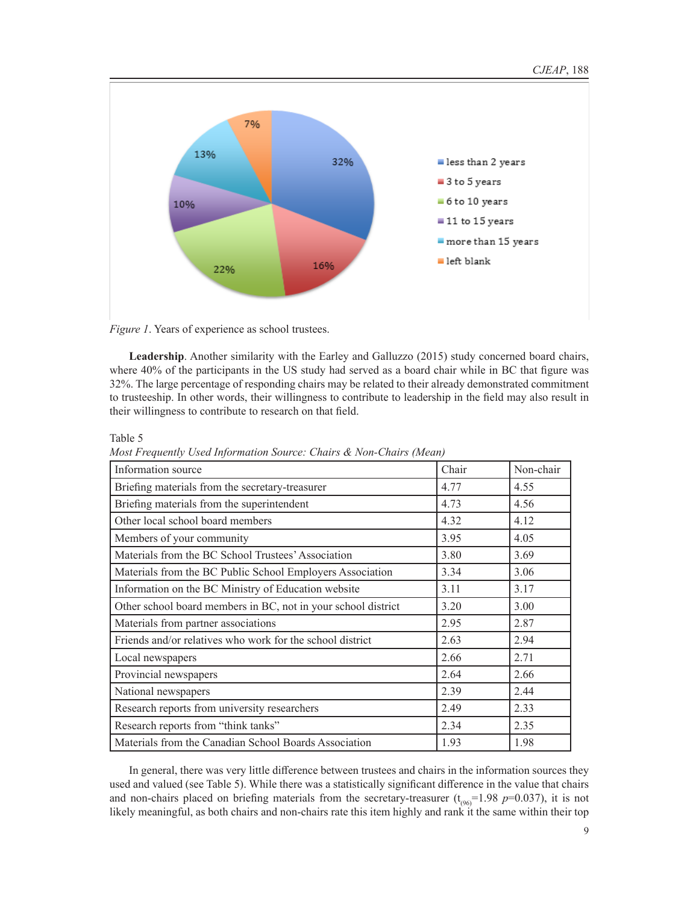*Figure 1*. Years of experience as school trustees.

**Leadership**. Another similarity with the Earley and Galluzzo (2015) study concerned board chairs, where 40% of the participants in the US study had served as a board chair while in BC that figure was 32%. The large percentage of responding chairs may be related to their already demonstrated commitment to trusteeship. In other words, their willingness to contribute to leadership in the field may also result in their willingness to contribute to research on that field.

Table 5

*Most Frequently Used Information Source: Chairs & Non-Chairs (Mean)*

| Information source | Chair | Non-chair |
|---|---|---|
| Briefing materials from the secretary-treasurer | 4.77 | 4.55 |
| Briefing materials from the superintendent | 4.73 | 4.56 |
| Other local school board members | 4.32 | 4.12 |
| Members of your community | 3.95 | 4.05 |
| Materials from the BC School Trustees' Association | 3.80 | 3.69 |
| Materials from the BC Public School Employers Association | 3.34 | 3.06 |
| Information on the BC Ministry of Education website | 3.11 | 3.17 |
| Other school board members in BC, not in your school district | 3.20 | 3.00 |
| Materials from partner associations | 2.95 | 2.87 |
| Friends and/or relatives who work for the school district | 2.63 | 2.94 |
| Local newspapers | 2.66 | 2.71 |
| Provincial newspapers | 2.64 | 2.66 |
| National newspapers | 2.39 | 2.44 |
| Research reports from university researchers | 2.49 | 2.33 |
| Research reports from "think tanks" | 2.34 | 2.35 |
| Materials from the Canadian School Boards Association | 1.93 | 1.98 |

In general, there was very little difference between trustees and chairs in the information sources they used and valued (see Table 5). While there was a statistically significant difference in the value that chairs and non-chairs placed on briefing materials from the secretary-treasurer ($t_{(96)}=1.98$ $p=0.037$), it is not likely meaningful, as both chairs and non-chairs rate this item highly and rank it the same within their top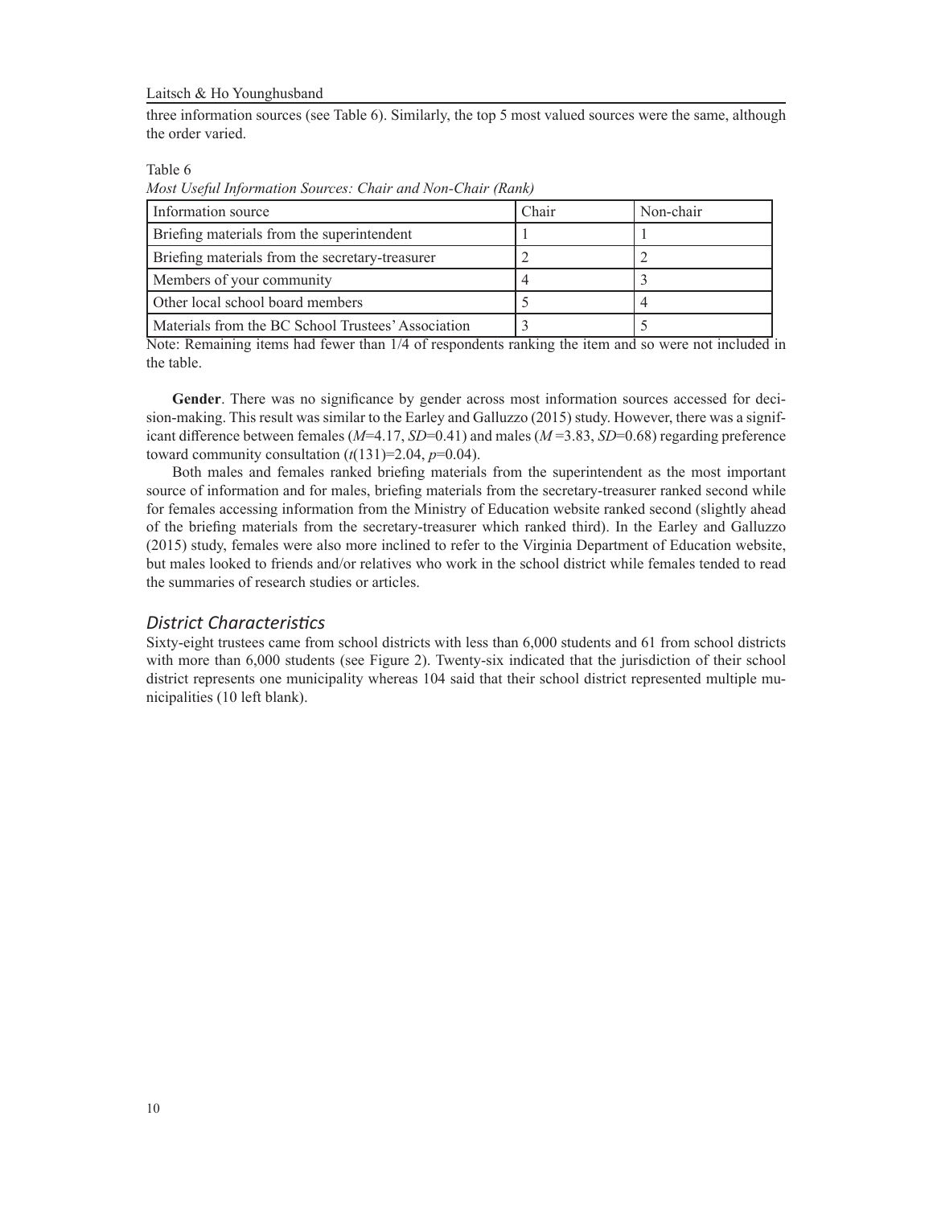three information sources (see Table 6). Similarly, the top 5 most valued sources were the same, although the order varied.

Table 6

*Most Useful Information Sources: Chair and Non-Chair (Rank)*

| Information source | Chair | Non-chair |
|---|---|---|
| Briefing materials from the superintendent | 1 | 1 |
| Briefing materials from the secretary-treasurer | 2 | 2 |
| Members of your community | 4 | 3 |
| Other local school board members | 5 | 4 |
| Materials from the BC School Trustees' Association | 3 | 5 |

Note: Remaining items had fewer than 1/4 of respondents ranking the item and so were not included in the table.

**Gender**. There was no significance by gender across most information sources accessed for decision-making. This result was similar to the Earley and Galluzzo (2015) study. However, there was a significant difference between females ($M$=4.17, $SD$=0.41) and males ($M$ =3.83, $SD$=0.68) regarding preference toward community consultation ($t(131)$=2.04, $p$=0.04).

Both males and females ranked briefing materials from the superintendent as the most important source of information and for males, briefing materials from the secretary-treasurer ranked second while for females accessing information from the Ministry of Education website ranked second (slightly ahead of the briefing materials from the secretary-treasurer which ranked third). In the Earley and Galluzzo (2015) study, females were also more inclined to refer to the Virginia Department of Education website, but males looked to friends and/or relatives who work in the school district while females tended to read the summaries of research studies or articles.

## *District Characteristics*

Sixty-eight trustees came from school districts with less than 6,000 students and 61 from school districts with more than 6,000 students (see Figure 2). Twenty-six indicated that the jurisdiction of their school district represents one municipality whereas 104 said that their school district represented multiple municipalities (10 left blank).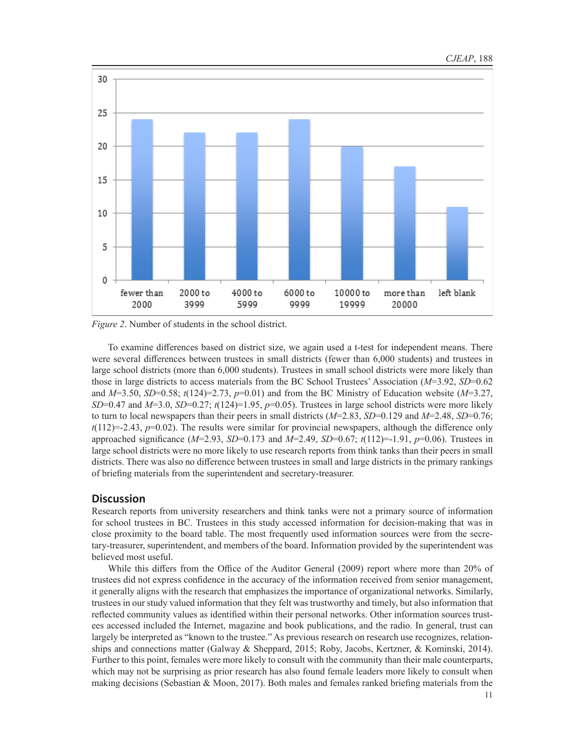*Figure 2*. Number of students in the school district.

To examine differences based on district size, we again used a t-test for independent means. There were several differences between trustees in small districts (fewer than 6,000 students) and trustees in large school districts (more than 6,000 students). Trustees in small school districts were more likely than those in large districts to access materials from the BC School Trustees' Association ($M$=3.92, $SD$=0.62 and $M$=3.50, $SD$=0.58; $t(124)$=2.73, $p$=0.01) and from the BC Ministry of Education website ($M$=3.27, $SD$=0.47 and $M$=3.0, $SD$=0.27; $t(124)$=1.95, $p$=0.05). Trustees in large school districts were more likely to turn to local newspapers than their peers in small districts ($M$=2.83, $SD$=0.129 and $M$=2.48, $SD$=0.76; $t(112)$=-2.43, $p$=0.02). The results were similar for provincial newspapers, although the difference only approached significance ($M$=2.93, $SD$=0.173 and $M$=2.49, $SD$=0.67; $t(112)$=-1.91, $p$=0.06). Trustees in large school districts were no more likely to use research reports from think tanks than their peers in small districts. There was also no difference between trustees in small and large districts in the primary rankings of briefing materials from the superintendent and secretary-treasurer.

## Discussion

Research reports from university researchers and think tanks were not a primary source of information for school trustees in BC. Trustees in this study accessed information for decision-making that was in close proximity to the board table. The most frequently used information sources were from the secretary-treasurer, superintendent, and members of the board. Information provided by the superintendent was believed most useful.

While this differs from the Office of the Auditor General (2009) report where more than 20% of trustees did not express confidence in the accuracy of the information received from senior management, it generally aligns with the research that emphasizes the importance of organizational networks. Similarly, trustees in our study valued information that they felt was trustworthy and timely, but also information that reflected community values as identified within their personal networks. Other information sources trustees accessed included the Internet, magazine and book publications, and the radio. In general, trust can largely be interpreted as "known to the trustee." As previous research on research use recognizes, relationships and connections matter (Galway & Sheppard, 2015; Roby, Jacobs, Kertzner, & Kominski, 2014). Further to this point, females were more likely to consult with the community than their male counterparts, which may not be surprising as prior research has also found female leaders more likely to consult when making decisions (Sebastian & Moon, 2017). Both males and females ranked briefing materials from the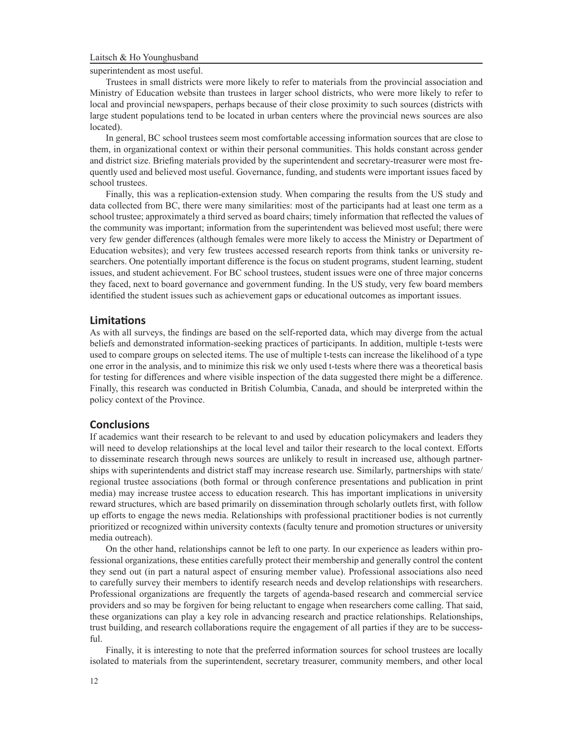superintendent as most useful.

Trustees in small districts were more likely to refer to materials from the provincial association and Ministry of Education website than trustees in larger school districts, who were more likely to refer to local and provincial newspapers, perhaps because of their close proximity to such sources (districts with large student populations tend to be located in urban centers where the provincial news sources are also located).

In general, BC school trustees seem most comfortable accessing information sources that are close to them, in organizational context or within their personal communities. This holds constant across gender and district size. Briefing materials provided by the superintendent and secretary-treasurer were most frequently used and believed most useful. Governance, funding, and students were important issues faced by school trustees.

Finally, this was a replication-extension study. When comparing the results from the US study and data collected from BC, there were many similarities: most of the participants had at least one term as a school trustee; approximately a third served as board chairs; timely information that reflected the values of the community was important; information from the superintendent was believed most useful; there were very few gender differences (although females were more likely to access the Ministry or Department of Education websites); and very few trustees accessed research reports from think tanks or university researchers. One potentially important difference is the focus on student programs, student learning, student issues, and student achievement. For BC school trustees, student issues were one of three major concerns they faced, next to board governance and government funding. In the US study, very few board members identified the student issues such as achievement gaps or educational outcomes as important issues.

## Limitations

As with all surveys, the findings are based on the self-reported data, which may diverge from the actual beliefs and demonstrated information-seeking practices of participants. In addition, multiple t-tests were used to compare groups on selected items. The use of multiple t-tests can increase the likelihood of a type one error in the analysis, and to minimize this risk we only used t-tests where there was a theoretical basis for testing for differences and where visible inspection of the data suggested there might be a difference. Finally, this research was conducted in British Columbia, Canada, and should be interpreted within the policy context of the Province.

## Conclusions

If academics want their research to be relevant to and used by education policymakers and leaders they will need to develop relationships at the local level and tailor their research to the local context. Efforts to disseminate research through news sources are unlikely to result in increased use, although partnerships with superintendents and district staff may increase research use. Similarly, partnerships with state/regional trustee associations (both formal or through conference presentations and publication in print media) may increase trustee access to education research. This has important implications in university reward structures, which are based primarily on dissemination through scholarly outlets first, with follow up efforts to engage the news media. Relationships with professional practitioner bodies is not currently prioritized or recognized within university contexts (faculty tenure and promotion structures or university media outreach).

On the other hand, relationships cannot be left to one party. In our experience as leaders within professional organizations, these entities carefully protect their membership and generally control the content they send out (in part a natural aspect of ensuring member value). Professional associations also need to carefully survey their members to identify research needs and develop relationships with researchers. Professional organizations are frequently the targets of agenda-based research and commercial service providers and so may be forgiven for being reluctant to engage when researchers come calling. That said, these organizations can play a key role in advancing research and practice relationships. Relationships, trust building, and research collaborations require the engagement of all parties if they are to be successful.

Finally, it is interesting to note that the preferred information sources for school trustees are locally isolated to materials from the superintendent, secretary treasurer, community members, and other local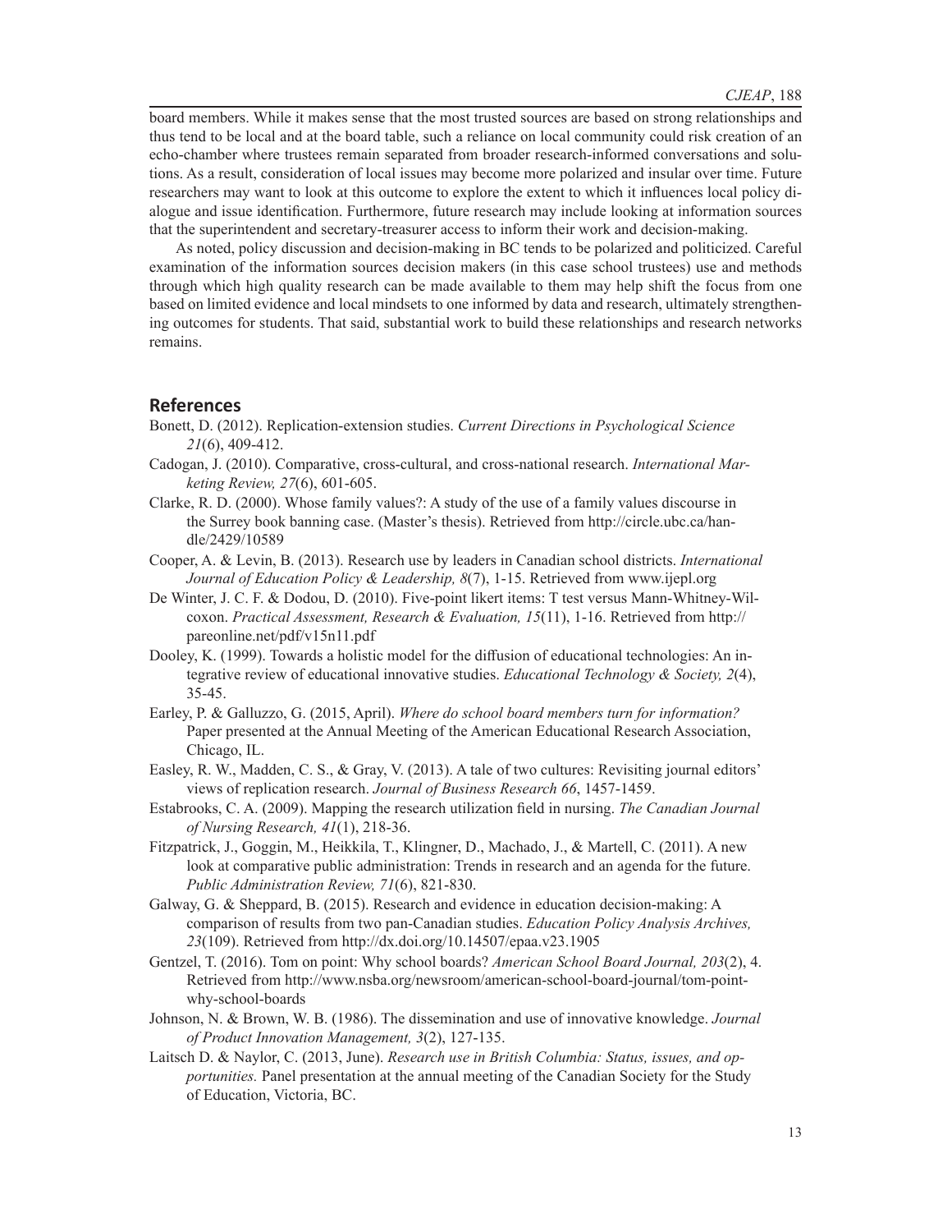board members. While it makes sense that the most trusted sources are based on strong relationships and thus tend to be local and at the board table, such a reliance on local community could risk creation of an echo-chamber where trustees remain separated from broader research-informed conversations and solutions. As a result, consideration of local issues may become more polarized and insular over time. Future researchers may want to look at this outcome to explore the extent to which it influences local policy dialogue and issue identification. Furthermore, future research may include looking at information sources that the superintendent and secretary-treasurer access to inform their work and decision-making.

As noted, policy discussion and decision-making in BC tends to be polarized and politicized. Careful examination of the information sources decision makers (in this case school trustees) use and methods through which high quality research can be made available to them may help shift the focus from one based on limited evidence and local mindsets to one informed by data and research, ultimately strengthening outcomes for students. That said, substantial work to build these relationships and research networks remains.

## References

Bonett, D. (2012). Replication-extension studies. *Current Directions in Psychological Science 21*(6), 409-412.

Cadogan, J. (2010). Comparative, cross-cultural, and cross-national research. *International Marketing Review, 27*(6), 601-605.

Clarke, R. D. (2000). Whose family values?: A study of the use of a family values discourse in the Surrey book banning case. (Master's thesis). Retrieved from http://circle.ubc.ca/handle/2429/10589

Cooper, A. & Levin, B. (2013). Research use by leaders in Canadian school districts. *International Journal of Education Policy & Leadership, 8*(7), 1-15. Retrieved from www.ijepl.org

De Winter, J. C. F. & Dodou, D. (2010). Five-point likert items: T test versus Mann-Whitney-Wilcoxon. *Practical Assessment, Research & Evaluation, 15*(11), 1-16. Retrieved from http://pareonline.net/pdf/v15n11.pdf

Dooley, K. (1999). Towards a holistic model for the diffusion of educational technologies: An integrative review of educational innovative studies. *Educational Technology & Society, 2*(4), 35-45.

Earley, P. & Galluzzo, G. (2015, April). *Where do school board members turn for information?* Paper presented at the Annual Meeting of the American Educational Research Association, Chicago, IL.

Easley, R. W., Madden, C. S., & Gray, V. (2013). A tale of two cultures: Revisiting journal editors' views of replication research. *Journal of Business Research 66*, 1457-1459.

Estabrooks, C. A. (2009). Mapping the research utilization field in nursing. *The Canadian Journal of Nursing Research, 41*(1), 218-36.

Fitzpatrick, J., Goggin, M., Heikkila, T., Klingner, D., Machado, J., & Martell, C. (2011). A new look at comparative public administration: Trends in research and an agenda for the future. *Public Administration Review, 71*(6), 821-830.

Galway, G. & Sheppard, B. (2015). Research and evidence in education decision-making: A comparison of results from two pan-Canadian studies. *Education Policy Analysis Archives, 23*(109). Retrieved from http://dx.doi.org/10.14507/epaa.v23.1905

Gentzel, T. (2016). Tom on point: Why school boards? *American School Board Journal, 203*(2), 4. Retrieved from http://www.nsba.org/newsroom/american-school-board-journal/tom-point-why-school-boards

Johnson, N. & Brown, W. B. (1986). The dissemination and use of innovative knowledge. *Journal of Product Innovation Management, 3*(2), 127-135.

Laitsch D. & Naylor, C. (2013, June). *Research use in British Columbia: Status, issues, and opportunities.* Panel presentation at the annual meeting of the Canadian Society for the Study of Education, Victoria, BC.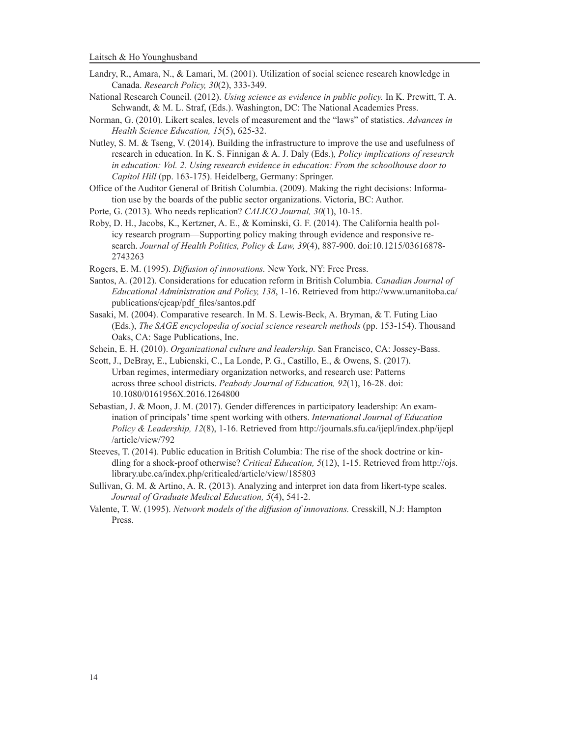Landry, R., Amara, N., & Lamari, M. (2001). Utilization of social science research knowledge in Canada. *Research Policy, 30*(2), 333-349.

National Research Council. (2012). *Using science as evidence in public policy.* In K. Prewitt, T. A. Schwandt, & M. L. Straf, (Eds.). Washington, DC: The National Academies Press.

Norman, G. (2010). Likert scales, levels of measurement and the "laws" of statistics. *Advances in Health Science Education, 15*(5), 625-32.

Nutley, S. M. & Tseng, V. (2014). Building the infrastructure to improve the use and usefulness of research in education. In K. S. Finnigan & A. J. Daly (Eds.)*, Policy implications of research in education: Vol. 2. Using research evidence in education: From the schoolhouse door to Capitol Hill* (pp. 163-175). Heidelberg, Germany: Springer.

Office of the Auditor General of British Columbia. (2009). Making the right decisions: Information use by the boards of the public sector organizations. Victoria, BC: Author.

Porte, G. (2013). Who needs replication? *CALICO Journal, 30*(1), 10-15.

Roby, D. H., Jacobs, K., Kertzner, A. E., & Kominski, G. F. (2014). The California health policy research program—Supporting policy making through evidence and responsive research. *Journal of Health Politics, Policy & Law, 39*(4), 887-900. doi:10.1215/03616878-2743263

Rogers, E. M. (1995). *Diffusion of innovations.* New York, NY: Free Press.

Santos, A. (2012). Considerations for education reform in British Columbia. *Canadian Journal of Educational Administration and Policy, 138*, 1-16. Retrieved from http://www.umanitoba.ca/publications/cjeap/pdf_files/santos.pdf

Sasaki, M. (2004). Comparative research. In M. S. Lewis-Beck, A. Bryman, & T. Futing Liao (Eds.), *The SAGE encyclopedia of social science research methods* (pp. 153-154). Thousand Oaks, CA: Sage Publications, Inc.

Schein, E. H. (2010). *Organizational culture and leadership.* San Francisco, CA: Jossey-Bass.

Scott, J., DeBray, E., Lubienski, C., La Londe, P. G., Castillo, E., & Owens, S. (2017). Urban regimes, intermediary organization networks, and research use: Patterns across three school districts. *Peabody Journal of Education, 92*(1), 16-28. doi: 10.1080/0161956X.2016.1264800

Sebastian, J. & Moon, J. M. (2017). Gender differences in participatory leadership: An examination of principals' time spent working with others. *International Journal of Education Policy & Leadership, 12*(8), 1-16. Retrieved from http://journals.sfu.ca/ijepl/index.php/ijepl/article/view/792

Steeves, T. (2014). Public education in British Columbia: The rise of the shock doctrine or kindling for a shock-proof otherwise? *Critical Education, 5*(12), 1-15. Retrieved from http://ojs.library.ubc.ca/index.php/criticaled/article/view/185803

Sullivan, G. M. & Artino, A. R. (2013). Analyzing and interpret ion data from likert-type scales. *Journal of Graduate Medical Education, 5*(4), 541-2.

Valente, T. W. (1995). *Network models of the diffusion of innovations.* Cresskill, N.J: Hampton Press.